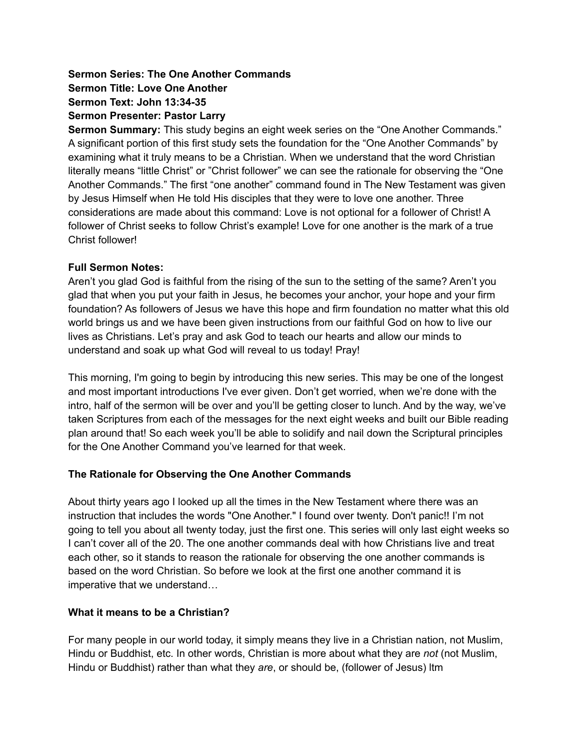**Sermon Series: The One Another Commands**
**Sermon Title: Love One Another**
**Sermon Text: John 13:34-35**
**Sermon Presenter: Pastor Larry**

**Sermon Summary:** This study begins an eight week series on the "One Another Commands." A significant portion of this first study sets the foundation for the "One Another Commands" by examining what it truly means to be a Christian. When we understand that the word Christian literally means "little Christ" or "Christ follower" we can see the rationale for observing the "One Another Commands." The first "one another" command found in The New Testament was given by Jesus Himself when He told His disciples that they were to love one another. Three considerations are made about this command: Love is not optional for a follower of Christ! A follower of Christ seeks to follow Christ's example! Love for one another is the mark of a true Christ follower!

**Full Sermon Notes:**

Aren't you glad God is faithful from the rising of the sun to the setting of the same? Aren't you glad that when you put your faith in Jesus, he becomes your anchor, your hope and your firm foundation? As followers of Jesus we have this hope and firm foundation no matter what this old world brings us and we have been given instructions from our faithful God on how to live our lives as Christians. Let's pray and ask God to teach our hearts and allow our minds to understand and soak up what God will reveal to us today! Pray!

This morning, I'm going to begin by introducing this new series. This may be one of the longest and most important introductions I've ever given. Don't get worried, when we're done with the intro, half of the sermon will be over and you'll be getting closer to lunch. And by the way, we've taken Scriptures from each of the messages for the next eight weeks and built our Bible reading plan around that! So each week you'll be able to solidify and nail down the Scriptural principles for the One Another Command you've learned for that week.

**The Rationale for Observing the One Another Commands**

About thirty years ago I looked up all the times in the New Testament where there was an instruction that includes the words "One Another." I found over twenty. Don't panic!! I'm not going to tell you about all twenty today, just the first one. This series will only last eight weeks so I can't cover all of the 20. The one another commands deal with how Christians live and treat each other, so it stands to reason the rationale for observing the one another commands is based on the word Christian. So before we look at the first one another command it is imperative that we understand…

**What it means to be a Christian?**

For many people in our world today, it simply means they live in a Christian nation, not Muslim, Hindu or Buddhist, etc. In other words, Christian is more about what they are *not* (not Muslim, Hindu or Buddhist) rather than what they *are*, or should be, (follower of Jesus) Itm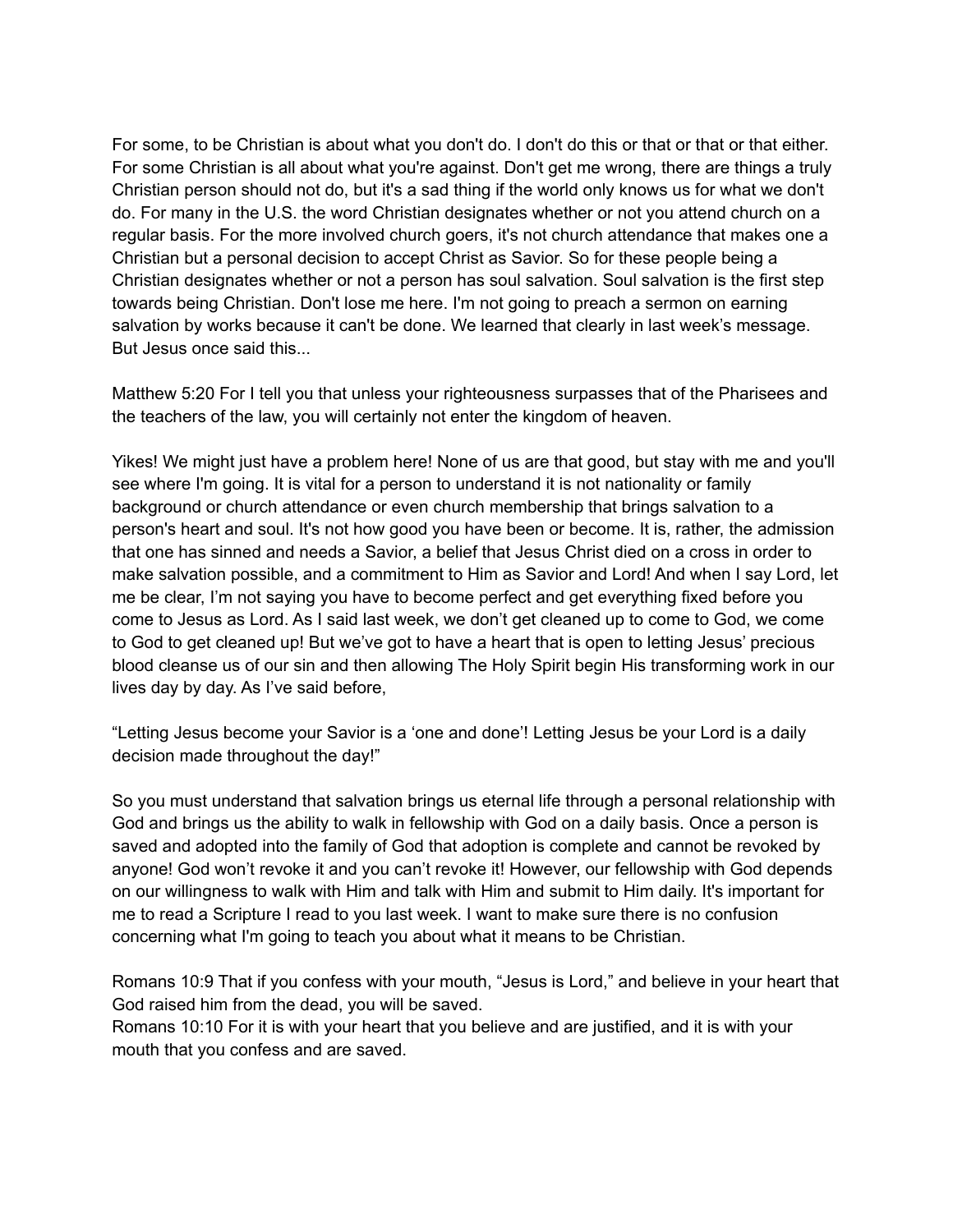For some, to be Christian is about what you don't do. I don't do this or that or that or that either. For some Christian is all about what you're against. Don't get me wrong, there are things a truly Christian person should not do, but it's a sad thing if the world only knows us for what we don't do. For many in the U.S. the word Christian designates whether or not you attend church on a regular basis. For the more involved church goers, it's not church attendance that makes one a Christian but a personal decision to accept Christ as Savior. So for these people being a Christian designates whether or not a person has soul salvation. Soul salvation is the first step towards being Christian. Don't lose me here. I'm not going to preach a sermon on earning salvation by works because it can't be done. We learned that clearly in last week's message. But Jesus once said this...

Matthew 5:20 For I tell you that unless your righteousness surpasses that of the Pharisees and the teachers of the law, you will certainly not enter the kingdom of heaven.

Yikes! We might just have a problem here! None of us are that good, but stay with me and you'll see where I'm going. It is vital for a person to understand it is not nationality or family background or church attendance or even church membership that brings salvation to a person's heart and soul. It's not how good you have been or become. It is, rather, the admission that one has sinned and needs a Savior, a belief that Jesus Christ died on a cross in order to make salvation possible, and a commitment to Him as Savior and Lord! And when I say Lord, let me be clear, I'm not saying you have to become perfect and get everything fixed before you come to Jesus as Lord. As I said last week, we don't get cleaned up to come to God, we come to God to get cleaned up! But we've got to have a heart that is open to letting Jesus' precious blood cleanse us of our sin and then allowing The Holy Spirit begin His transforming work in our lives day by day. As I've said before,

"Letting Jesus become your Savior is a 'one and done'! Letting Jesus be your Lord is a daily decision made throughout the day!"

So you must understand that salvation brings us eternal life through a personal relationship with God and brings us the ability to walk in fellowship with God on a daily basis. Once a person is saved and adopted into the family of God that adoption is complete and cannot be revoked by anyone! God won't revoke it and you can't revoke it! However, our fellowship with God depends on our willingness to walk with Him and talk with Him and submit to Him daily. It's important for me to read a Scripture I read to you last week. I want to make sure there is no confusion concerning what I'm going to teach you about what it means to be Christian.

Romans 10:9 That if you confess with your mouth, "Jesus is Lord," and believe in your heart that God raised him from the dead, you will be saved.
Romans 10:10 For it is with your heart that you believe and are justified, and it is with your mouth that you confess and are saved.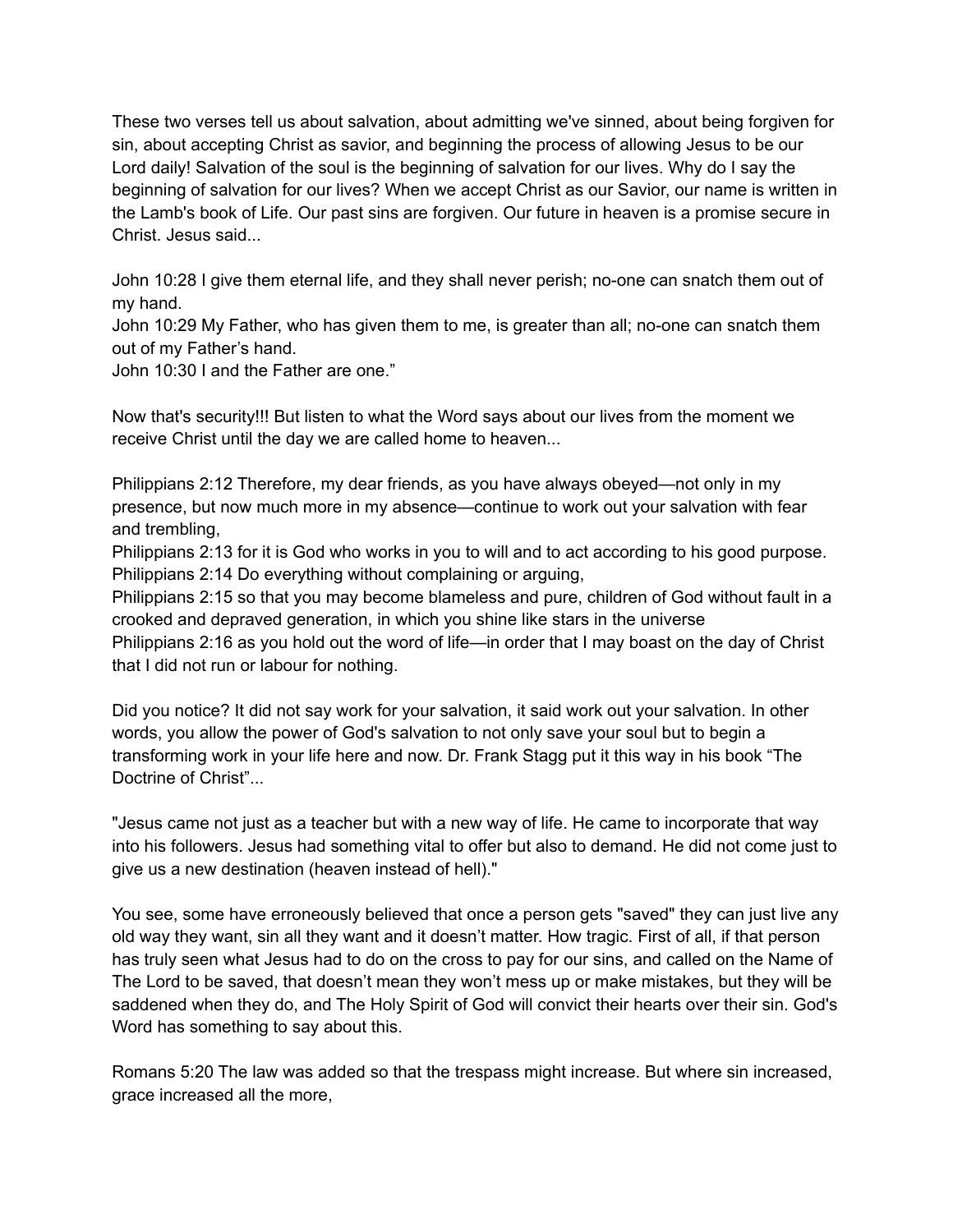These two verses tell us about salvation, about admitting we've sinned, about being forgiven for sin, about accepting Christ as savior, and beginning the process of allowing Jesus to be our Lord daily! Salvation of the soul is the beginning of salvation for our lives. Why do I say the beginning of salvation for our lives? When we accept Christ as our Savior, our name is written in the Lamb's book of Life. Our past sins are forgiven. Our future in heaven is a promise secure in Christ. Jesus said...

John 10:28 I give them eternal life, and they shall never perish; no-one can snatch them out of my hand.
John 10:29 My Father, who has given them to me, is greater than all; no-one can snatch them out of my Father's hand.
John 10:30 I and the Father are one."

Now that's security!!! But listen to what the Word says about our lives from the moment we receive Christ until the day we are called home to heaven...

Philippians 2:12 Therefore, my dear friends, as you have always obeyed—not only in my presence, but now much more in my absence—continue to work out your salvation with fear and trembling,
Philippians 2:13 for it is God who works in you to will and to act according to his good purpose.
Philippians 2:14 Do everything without complaining or arguing,
Philippians 2:15 so that you may become blameless and pure, children of God without fault in a crooked and depraved generation, in which you shine like stars in the universe
Philippians 2:16 as you hold out the word of life—in order that I may boast on the day of Christ that I did not run or labour for nothing.

Did you notice? It did not say work for your salvation, it said work out your salvation. In other words, you allow the power of God's salvation to not only save your soul but to begin a transforming work in your life here and now. Dr. Frank Stagg put it this way in his book "The Doctrine of Christ"...

"Jesus came not just as a teacher but with a new way of life. He came to incorporate that way into his followers. Jesus had something vital to offer but also to demand. He did not come just to give us a new destination (heaven instead of hell)."

You see, some have erroneously believed that once a person gets "saved" they can just live any old way they want, sin all they want and it doesn't matter. How tragic. First of all, if that person has truly seen what Jesus had to do on the cross to pay for our sins, and called on the Name of The Lord to be saved, that doesn't mean they won't mess up or make mistakes, but they will be saddened when they do, and The Holy Spirit of God will convict their hearts over their sin. God's Word has something to say about this.

Romans 5:20 The law was added so that the trespass might increase. But where sin increased, grace increased all the more,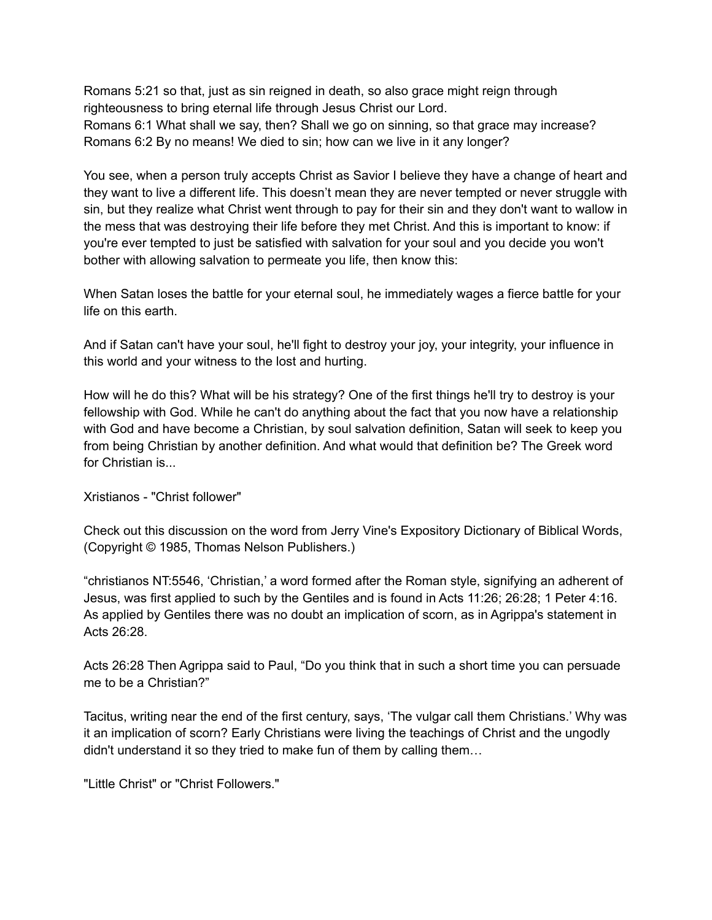Romans 5:21 so that, just as sin reigned in death, so also grace might reign through righteousness to bring eternal life through Jesus Christ our Lord.
Romans 6:1 What shall we say, then? Shall we go on sinning, so that grace may increase?
Romans 6:2 By no means! We died to sin; how can we live in it any longer?

You see, when a person truly accepts Christ as Savior I believe they have a change of heart and they want to live a different life. This doesn't mean they are never tempted or never struggle with sin, but they realize what Christ went through to pay for their sin and they don't want to wallow in the mess that was destroying their life before they met Christ. And this is important to know: if you're ever tempted to just be satisfied with salvation for your soul and you decide you won't bother with allowing salvation to permeate you life, then know this:

When Satan loses the battle for your eternal soul, he immediately wages a fierce battle for your life on this earth.

And if Satan can't have your soul, he'll fight to destroy your joy, your integrity, your influence in this world and your witness to the lost and hurting.

How will he do this? What will be his strategy? One of the first things he'll try to destroy is your fellowship with God. While he can't do anything about the fact that you now have a relationship with God and have become a Christian, by soul salvation definition, Satan will seek to keep you from being Christian by another definition. And what would that definition be? The Greek word for Christian is...

Xristianos - "Christ follower"

Check out this discussion on the word from Jerry Vine's Expository Dictionary of Biblical Words, (Copyright © 1985, Thomas Nelson Publishers.)

"christianos NT:5546, 'Christian,' a word formed after the Roman style, signifying an adherent of Jesus, was first applied to such by the Gentiles and is found in Acts 11:26; 26:28; 1 Peter 4:16. As applied by Gentiles there was no doubt an implication of scorn, as in Agrippa's statement in Acts 26:28.

Acts 26:28 Then Agrippa said to Paul, "Do you think that in such a short time you can persuade me to be a Christian?"

Tacitus, writing near the end of the first century, says, 'The vulgar call them Christians.' Why was it an implication of scorn? Early Christians were living the teachings of Christ and the ungodly didn't understand it so they tried to make fun of them by calling them…

"Little Christ" or "Christ Followers."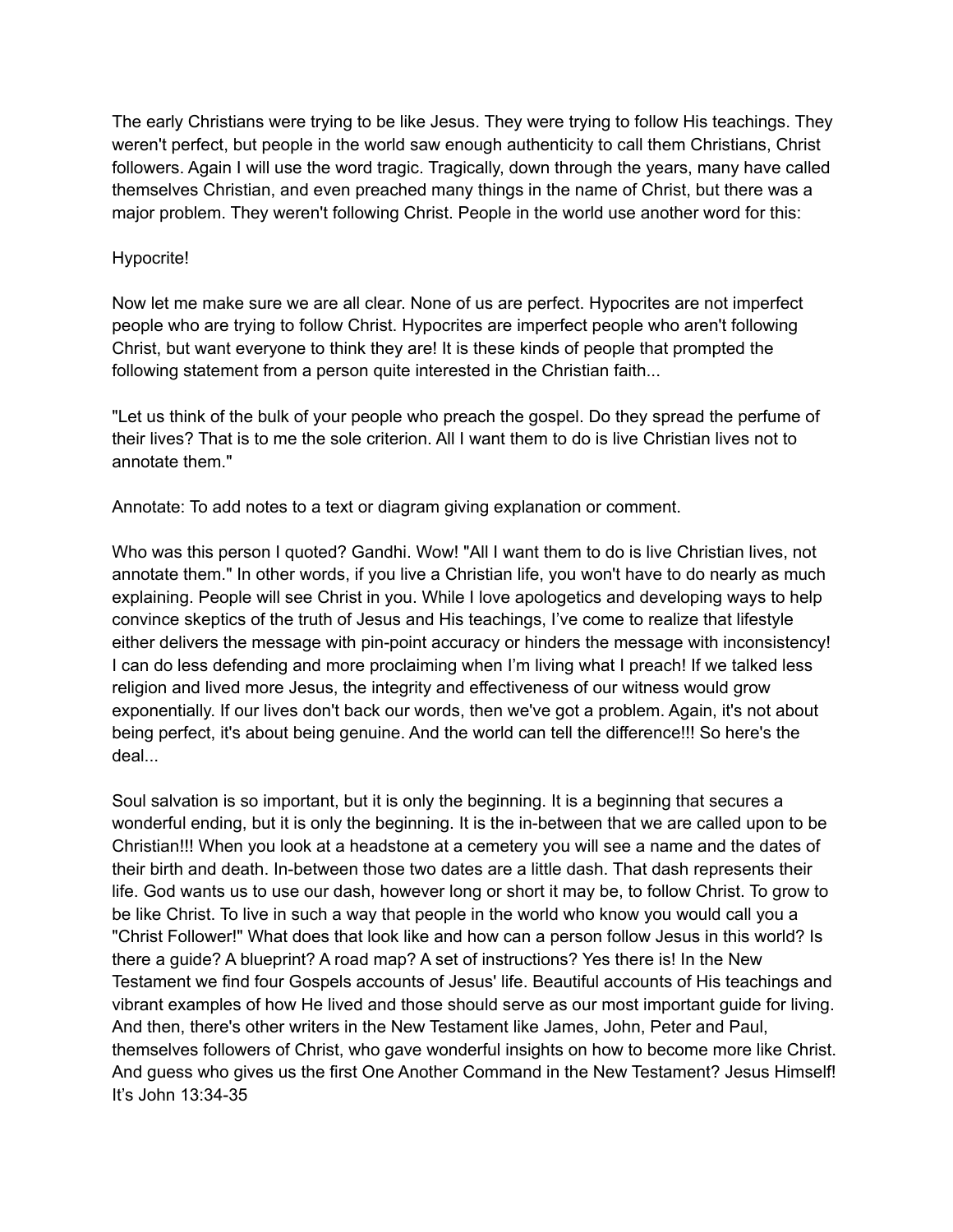The early Christians were trying to be like Jesus. They were trying to follow His teachings. They weren't perfect, but people in the world saw enough authenticity to call them Christians, Christ followers. Again I will use the word tragic. Tragically, down through the years, many have called themselves Christian, and even preached many things in the name of Christ, but there was a major problem. They weren't following Christ. People in the world use another word for this:

Hypocrite!

Now let me make sure we are all clear. None of us are perfect. Hypocrites are not imperfect people who are trying to follow Christ. Hypocrites are imperfect people who aren't following Christ, but want everyone to think they are! It is these kinds of people that prompted the following statement from a person quite interested in the Christian faith...

"Let us think of the bulk of your people who preach the gospel. Do they spread the perfume of their lives? That is to me the sole criterion. All I want them to do is live Christian lives not to annotate them."

Annotate: To add notes to a text or diagram giving explanation or comment.

Who was this person I quoted? Gandhi. Wow! "All I want them to do is live Christian lives, not annotate them." In other words, if you live a Christian life, you won't have to do nearly as much explaining. People will see Christ in you. While I love apologetics and developing ways to help convince skeptics of the truth of Jesus and His teachings, I've come to realize that lifestyle either delivers the message with pin-point accuracy or hinders the message with inconsistency! I can do less defending and more proclaiming when I'm living what I preach! If we talked less religion and lived more Jesus, the integrity and effectiveness of our witness would grow exponentially. If our lives don't back our words, then we've got a problem. Again, it's not about being perfect, it's about being genuine. And the world can tell the difference!!! So here's the deal...

Soul salvation is so important, but it is only the beginning. It is a beginning that secures a wonderful ending, but it is only the beginning. It is the in-between that we are called upon to be Christian!!! When you look at a headstone at a cemetery you will see a name and the dates of their birth and death. In-between those two dates are a little dash. That dash represents their life. God wants us to use our dash, however long or short it may be, to follow Christ. To grow to be like Christ. To live in such a way that people in the world who know you would call you a "Christ Follower!" What does that look like and how can a person follow Jesus in this world? Is there a guide? A blueprint? A road map? A set of instructions? Yes there is! In the New Testament we find four Gospels accounts of Jesus' life. Beautiful accounts of His teachings and vibrant examples of how He lived and those should serve as our most important guide for living. And then, there's other writers in the New Testament like James, John, Peter and Paul, themselves followers of Christ, who gave wonderful insights on how to become more like Christ. And guess who gives us the first One Another Command in the New Testament? Jesus Himself! It's John 13:34-35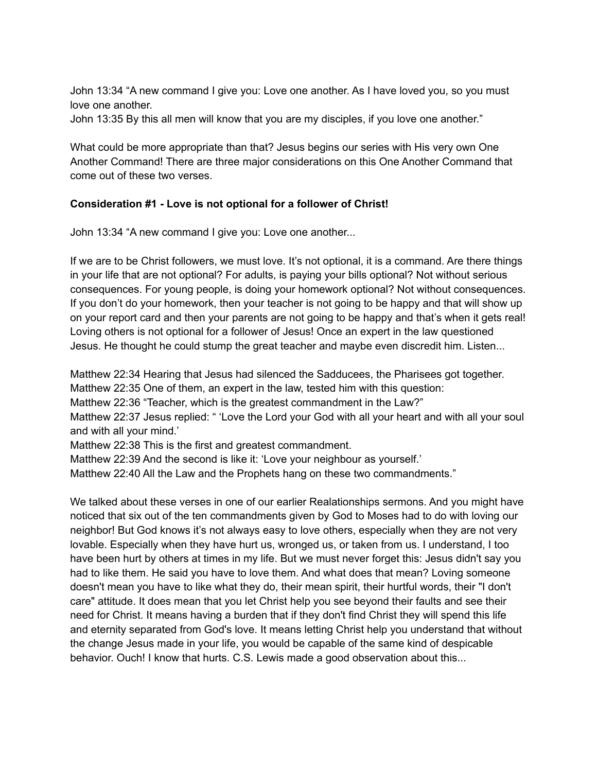John 13:34 “A new command I give you: Love one another. As I have loved you, so you must love one another.
John 13:35 By this all men will know that you are my disciples, if you love one another.”

What could be more appropriate than that? Jesus begins our series with His very own One Another Command! There are three major considerations on this One Another Command that come out of these two verses.

**Consideration #1 - Love is not optional for a follower of Christ!**

John 13:34 “A new command I give you: Love one another...

If we are to be Christ followers, we must love. It’s not optional, it is a command. Are there things in your life that are not optional? For adults, is paying your bills optional? Not without serious consequences. For young people, is doing your homework optional? Not without consequences. If you don’t do your homework, then your teacher is not going to be happy and that will show up on your report card and then your parents are not going to be happy and that’s when it gets real! Loving others is not optional for a follower of Jesus! Once an expert in the law questioned Jesus. He thought he could stump the great teacher and maybe even discredit him. Listen...

Matthew 22:34 Hearing that Jesus had silenced the Sadducees, the Pharisees got together.
Matthew 22:35 One of them, an expert in the law, tested him with this question:
Matthew 22:36 “Teacher, which is the greatest commandment in the Law?”
Matthew 22:37 Jesus replied: “ ‘Love the Lord your God with all your heart and with all your soul and with all your mind.’
Matthew 22:38 This is the first and greatest commandment.
Matthew 22:39 And the second is like it: ‘Love your neighbour as yourself.’
Matthew 22:40 All the Law and the Prophets hang on these two commandments.”

We talked about these verses in one of our earlier Realationships sermons. And you might have noticed that six out of the ten commandments given by God to Moses had to do with loving our neighbor! But God knows it’s not always easy to love others, especially when they are not very lovable. Especially when they have hurt us, wronged us, or taken from us. I understand, I too have been hurt by others at times in my life. But we must never forget this: Jesus didn't say you had to like them. He said you have to love them. And what does that mean? Loving someone doesn't mean you have to like what they do, their mean spirit, their hurtful words, their "I don't care" attitude. It does mean that you let Christ help you see beyond their faults and see their need for Christ. It means having a burden that if they don't find Christ they will spend this life and eternity separated from God's love. It means letting Christ help you understand that without the change Jesus made in your life, you would be capable of the same kind of despicable behavior. Ouch! I know that hurts. C.S. Lewis made a good observation about this...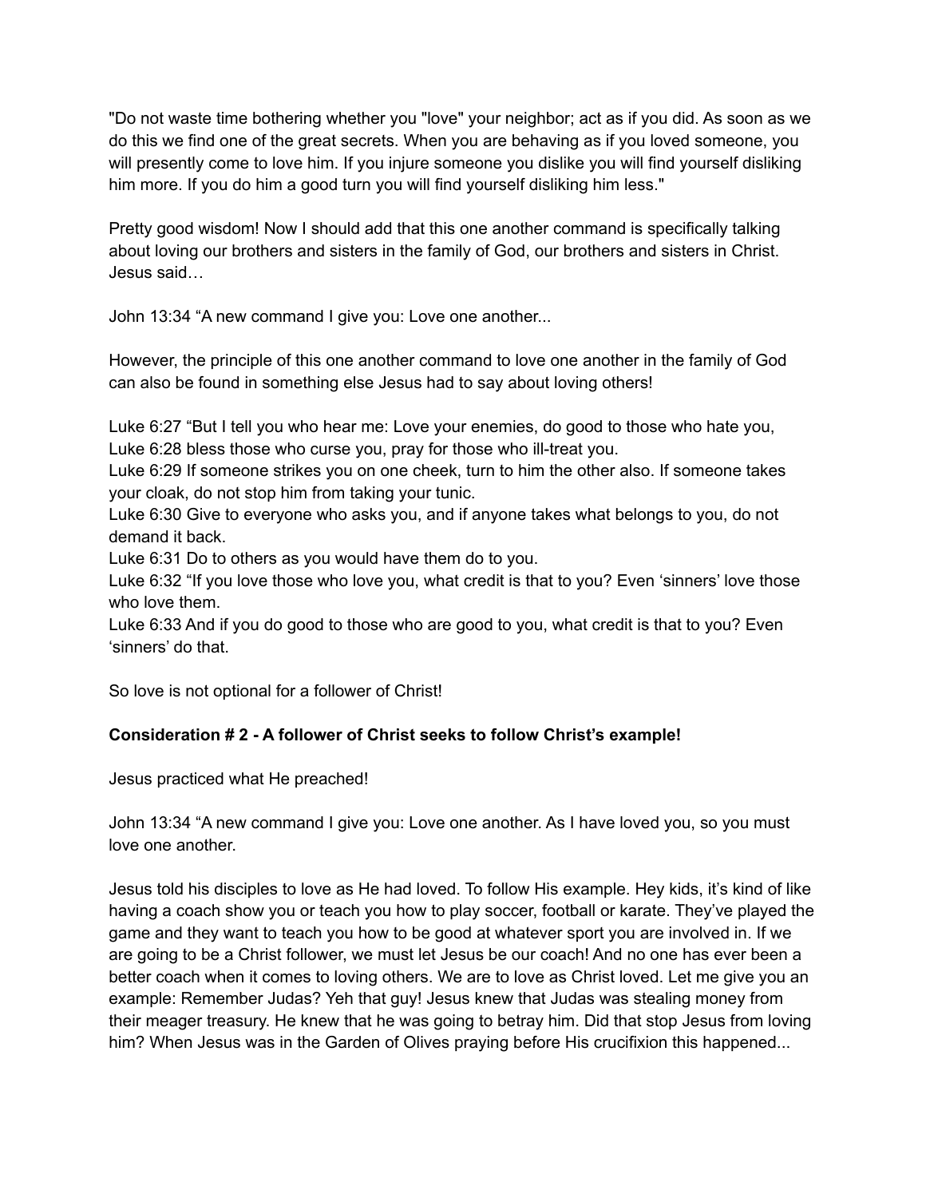"Do not waste time bothering whether you "love" your neighbor; act as if you did. As soon as we do this we find one of the great secrets. When you are behaving as if you loved someone, you will presently come to love him. If you injure someone you dislike you will find yourself disliking him more. If you do him a good turn you will find yourself disliking him less."

Pretty good wisdom! Now I should add that this one another command is specifically talking about loving our brothers and sisters in the family of God, our brothers and sisters in Christ. Jesus said…

John 13:34 "A new command I give you: Love one another...

However, the principle of this one another command to love one another in the family of God can also be found in something else Jesus had to say about loving others!

Luke 6:27 "But I tell you who hear me: Love your enemies, do good to those who hate you,
Luke 6:28 bless those who curse you, pray for those who ill-treat you.
Luke 6:29 If someone strikes you on one cheek, turn to him the other also. If someone takes your cloak, do not stop him from taking your tunic.
Luke 6:30 Give to everyone who asks you, and if anyone takes what belongs to you, do not demand it back.
Luke 6:31 Do to others as you would have them do to you.
Luke 6:32 "If you love those who love you, what credit is that to you? Even 'sinners' love those who love them.
Luke 6:33 And if you do good to those who are good to you, what credit is that to you? Even 'sinners' do that.

So love is not optional for a follower of Christ!

**Consideration # 2 - A follower of Christ seeks to follow Christ's example!**

Jesus practiced what He preached!

John 13:34 "A new command I give you: Love one another. As I have loved you, so you must love one another.

Jesus told his disciples to love as He had loved. To follow His example. Hey kids, it's kind of like having a coach show you or teach you how to play soccer, football or karate. They've played the game and they want to teach you how to be good at whatever sport you are involved in. If we are going to be a Christ follower, we must let Jesus be our coach! And no one has ever been a better coach when it comes to loving others. We are to love as Christ loved. Let me give you an example: Remember Judas? Yeh that guy! Jesus knew that Judas was stealing money from their meager treasury. He knew that he was going to betray him. Did that stop Jesus from loving him? When Jesus was in the Garden of Olives praying before His crucifixion this happened...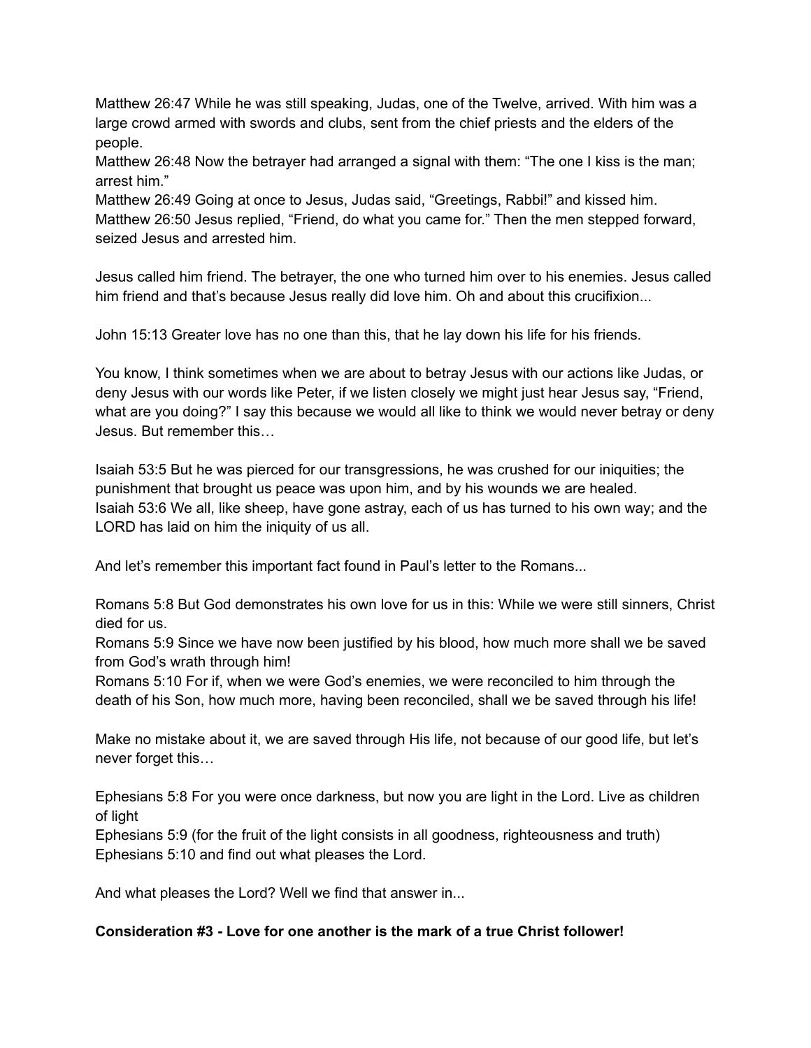Matthew 26:47 While he was still speaking, Judas, one of the Twelve, arrived. With him was a large crowd armed with swords and clubs, sent from the chief priests and the elders of the people.
Matthew 26:48 Now the betrayer had arranged a signal with them: “The one I kiss is the man; arrest him.”
Matthew 26:49 Going at once to Jesus, Judas said, “Greetings, Rabbi!” and kissed him.
Matthew 26:50 Jesus replied, “Friend, do what you came for.” Then the men stepped forward, seized Jesus and arrested him.

Jesus called him friend. The betrayer, the one who turned him over to his enemies. Jesus called him friend and that’s because Jesus really did love him. Oh and about this crucifixion...

John 15:13 Greater love has no one than this, that he lay down his life for his friends.

You know, I think sometimes when we are about to betray Jesus with our actions like Judas, or deny Jesus with our words like Peter, if we listen closely we might just hear Jesus say, “Friend, what are you doing?” I say this because we would all like to think we would never betray or deny Jesus. But remember this…

Isaiah 53:5 But he was pierced for our transgressions, he was crushed for our iniquities; the punishment that brought us peace was upon him, and by his wounds we are healed.
Isaiah 53:6 We all, like sheep, have gone astray, each of us has turned to his own way; and the LORD has laid on him the iniquity of us all.

And let’s remember this important fact found in Paul’s letter to the Romans...

Romans 5:8 But God demonstrates his own love for us in this: While we were still sinners, Christ died for us.
Romans 5:9 Since we have now been justified by his blood, how much more shall we be saved from God’s wrath through him!
Romans 5:10 For if, when we were God’s enemies, we were reconciled to him through the death of his Son, how much more, having been reconciled, shall we be saved through his life!

Make no mistake about it, we are saved through His life, not because of our good life, but let’s never forget this…

Ephesians 5:8 For you were once darkness, but now you are light in the Lord. Live as children of light
Ephesians 5:9 (for the fruit of the light consists in all goodness, righteousness and truth)
Ephesians 5:10 and find out what pleases the Lord.

And what pleases the Lord? Well we find that answer in...

**Consideration #3 - Love for one another is the mark of a true Christ follower!**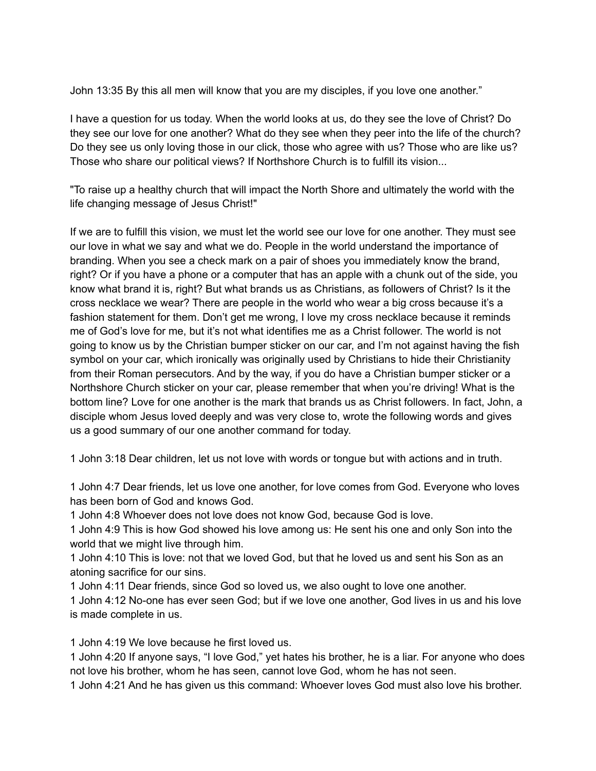John 13:35 By this all men will know that you are my disciples, if you love one another."

I have a question for us today. When the world looks at us, do they see the love of Christ? Do they see our love for one another? What do they see when they peer into the life of the church? Do they see us only loving those in our click, those who agree with us? Those who are like us? Those who share our political views? If Northshore Church is to fulfill its vision...

"To raise up a healthy church that will impact the North Shore and ultimately the world with the life changing message of Jesus Christ!"

If we are to fulfill this vision, we must let the world see our love for one another. They must see our love in what we say and what we do. People in the world understand the importance of branding. When you see a check mark on a pair of shoes you immediately know the brand, right? Or if you have a phone or a computer that has an apple with a chunk out of the side, you know what brand it is, right? But what brands us as Christians, as followers of Christ? Is it the cross necklace we wear? There are people in the world who wear a big cross because it's a fashion statement for them. Don't get me wrong, I love my cross necklace because it reminds me of God's love for me, but it's not what identifies me as a Christ follower. The world is not going to know us by the Christian bumper sticker on our car, and I'm not against having the fish symbol on your car, which ironically was originally used by Christians to hide their Christianity from their Roman persecutors. And by the way, if you do have a Christian bumper sticker or a Northshore Church sticker on your car, please remember that when you're driving! What is the bottom line? Love for one another is the mark that brands us as Christ followers. In fact, John, a disciple whom Jesus loved deeply and was very close to, wrote the following words and gives us a good summary of our one another command for today.

1 John 3:18 Dear children, let us not love with words or tongue but with actions and in truth.

1 John 4:7 Dear friends, let us love one another, for love comes from God. Everyone who loves has been born of God and knows God.
1 John 4:8 Whoever does not love does not know God, because God is love.
1 John 4:9 This is how God showed his love among us: He sent his one and only Son into the world that we might live through him.
1 John 4:10 This is love: not that we loved God, but that he loved us and sent his Son as an atoning sacrifice for our sins.
1 John 4:11 Dear friends, since God so loved us, we also ought to love one another.
1 John 4:12 No-one has ever seen God; but if we love one another, God lives in us and his love is made complete in us.

1 John 4:19 We love because he first loved us.
1 John 4:20 If anyone says, "I love God," yet hates his brother, he is a liar. For anyone who does not love his brother, whom he has seen, cannot love God, whom he has not seen.
1 John 4:21 And he has given us this command: Whoever loves God must also love his brother.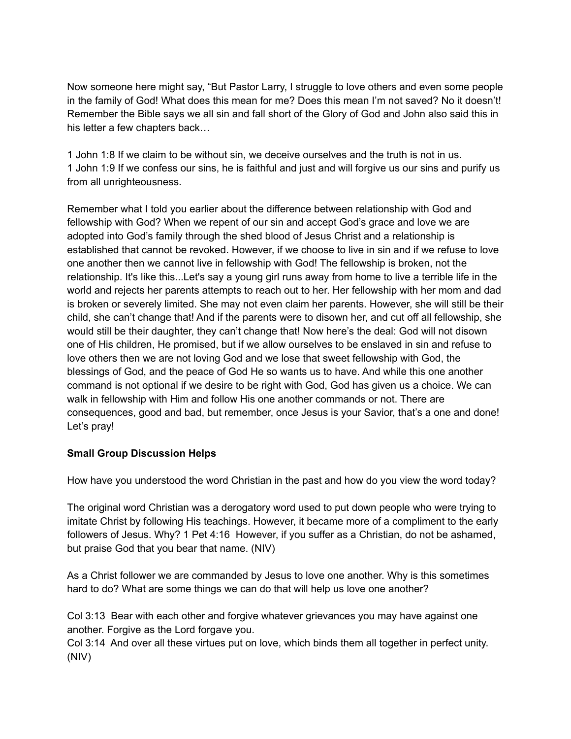Now someone here might say, "But Pastor Larry, I struggle to love others and even some people in the family of God! What does this mean for me? Does this mean I'm not saved? No it doesn't! Remember the Bible says we all sin and fall short of the Glory of God and John also said this in his letter a few chapters back…

1 John 1:8 If we claim to be without sin, we deceive ourselves and the truth is not in us.
1 John 1:9 If we confess our sins, he is faithful and just and will forgive us our sins and purify us from all unrighteousness.

Remember what I told you earlier about the difference between relationship with God and fellowship with God? When we repent of our sin and accept God's grace and love we are adopted into God's family through the shed blood of Jesus Christ and a relationship is established that cannot be revoked. However, if we choose to live in sin and if we refuse to love one another then we cannot live in fellowship with God! The fellowship is broken, not the relationship. It's like this...Let's say a young girl runs away from home to live a terrible life in the world and rejects her parents attempts to reach out to her. Her fellowship with her mom and dad is broken or severely limited. She may not even claim her parents. However, she will still be their child, she can't change that! And if the parents were to disown her, and cut off all fellowship, she would still be their daughter, they can't change that! Now here's the deal: God will not disown one of His children, He promised, but if we allow ourselves to be enslaved in sin and refuse to love others then we are not loving God and we lose that sweet fellowship with God, the blessings of God, and the peace of God He so wants us to have. And while this one another command is not optional if we desire to be right with God, God has given us a choice. We can walk in fellowship with Him and follow His one another commands or not. There are consequences, good and bad, but remember, once Jesus is your Savior, that's a one and done! Let's pray!

**Small Group Discussion Helps**

How have you understood the word Christian in the past and how do you view the word today?

The original word Christian was a derogatory word used to put down people who were trying to imitate Christ by following His teachings. However, it became more of a compliment to the early followers of Jesus. Why? 1 Pet 4:16 However, if you suffer as a Christian, do not be ashamed, but praise God that you bear that name. (NIV)

As a Christ follower we are commanded by Jesus to love one another. Why is this sometimes hard to do? What are some things we can do that will help us love one another?

Col 3:13 Bear with each other and forgive whatever grievances you may have against one another. Forgive as the Lord forgave you.
Col 3:14 And over all these virtues put on love, which binds them all together in perfect unity. (NIV)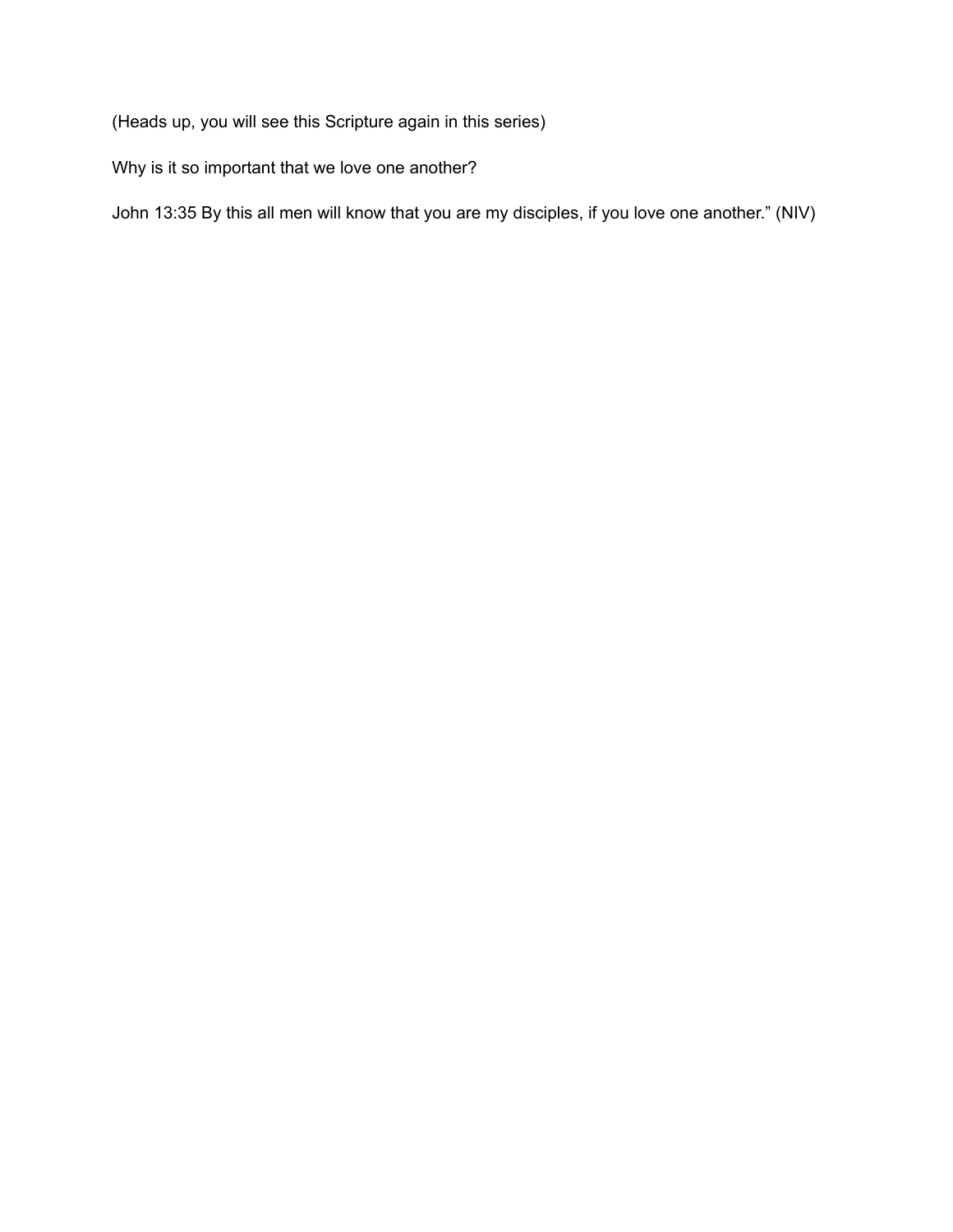(Heads up, you will see this Scripture again in this series)

Why is it so important that we love one another?

John 13:35 By this all men will know that you are my disciples, if you love one another." (NIV)